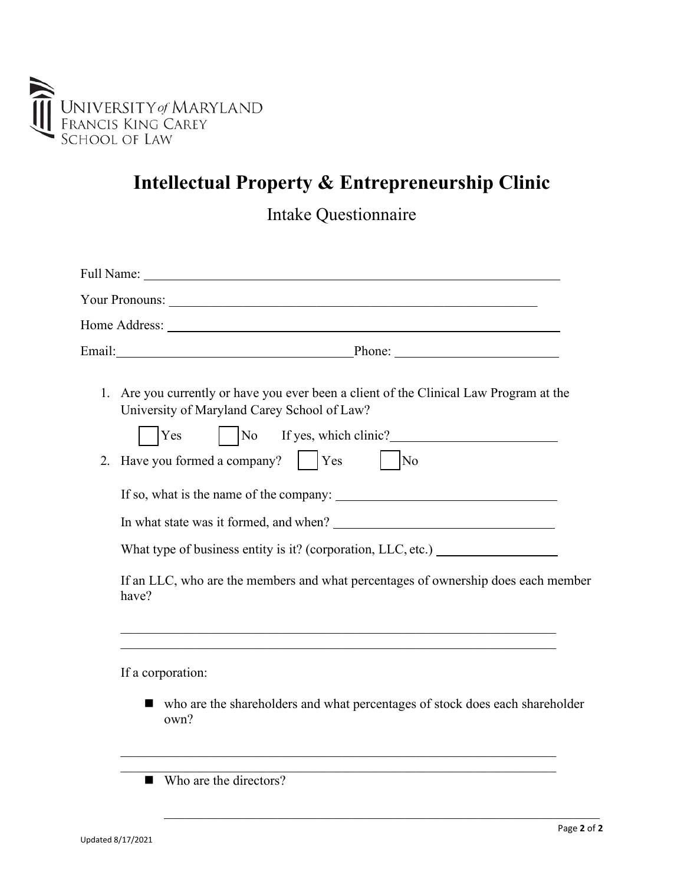UNIVERSITY of MARYLAND
FRANCIS KING CAREY
SCHOOL OF LAW

# Intellectual Property & Entrepreneurship Clinic

## Intake Questionnaire

Full Name: ____________________________________________

Your Pronouns: ____________________________________________

Home Address: ____________________________________________

Email: ______________________ Phone: ______________________

1. Are you currently or have you ever been a client of the Clinical Law Program at the University of Maryland Carey School of Law?

   ☐ Yes ☐ No If yes, which clinic? ______________________

2. Have you formed a company? ☐ Yes ☐ No

   If so, what is the name of the company: ______________________

   In what state was it formed, and when? ______________________

   What type of business entity is it? (corporation, LLC, etc.) ______________________

   If an LLC, who are the members and what percentages of ownership does each member have?

   ____________________________________________

   ____________________________________________

   If a corporation:

   - who are the shareholders and what percentages of stock does each shareholder own?

   ____________________________________________

   ____________________________________________

   - Who are the directors?

   ____________________________________________

Updated 8/17/2021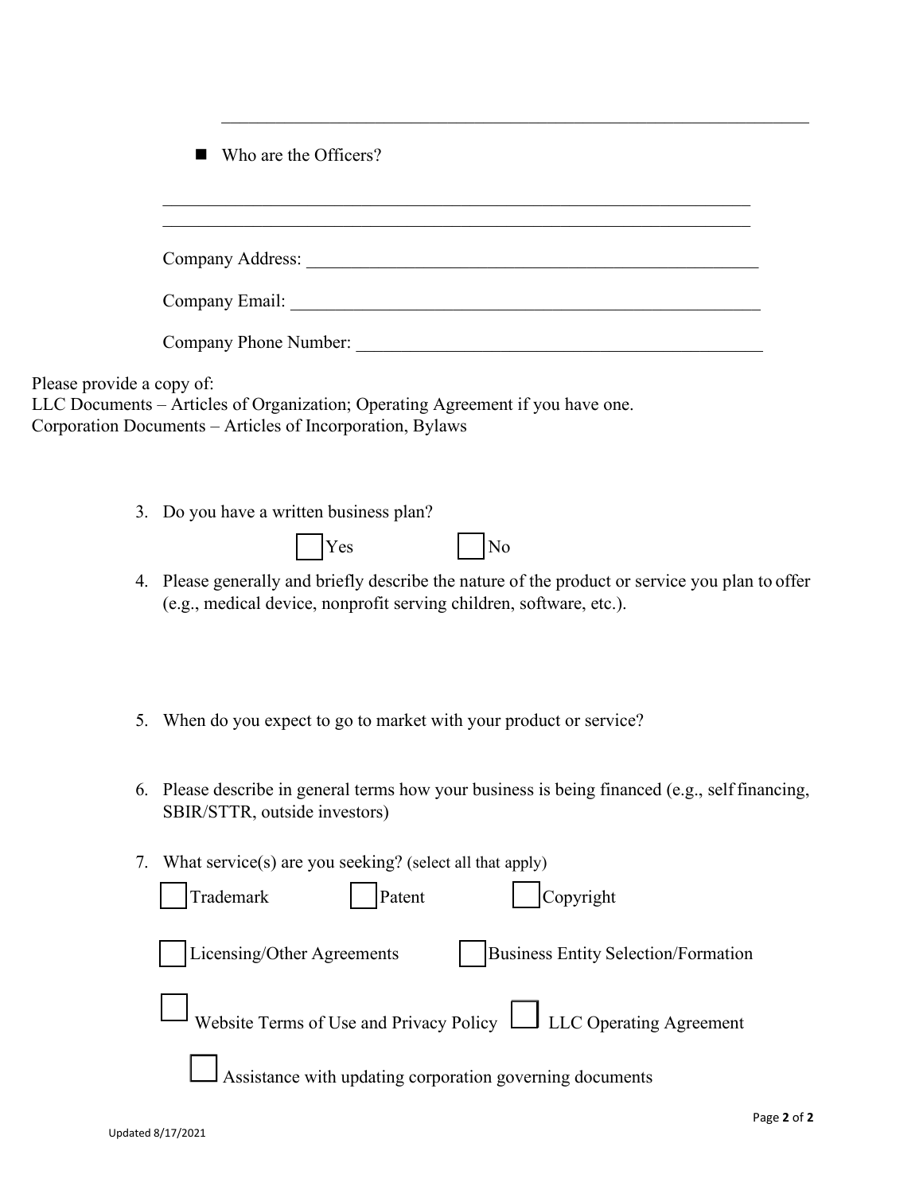\_\_\_\_\_\_\_\_\_\_\_\_\_\_\_\_\_\_\_\_\_\_\_\_\_\_\_\_\_\_\_\_\_\_\_\_\_\_\_\_\_\_\_\_\_\_\_\_\_\_\_\_\_\_\_\_\_\_\_\_\_\_\_\_

- Who are the Officers?

\_\_\_\_\_\_\_\_\_\_\_\_\_\_\_\_\_\_\_\_\_\_\_\_\_\_\_\_\_\_\_\_\_\_\_\_\_\_\_\_\_\_\_\_\_\_\_\_\_\_\_\_\_\_\_\_\_\_\_\_\_\_\_\_
\_\_\_\_\_\_\_\_\_\_\_\_\_\_\_\_\_\_\_\_\_\_\_\_\_\_\_\_\_\_\_\_\_\_\_\_\_\_\_\_\_\_\_\_\_\_\_\_\_\_\_\_\_\_\_\_\_\_\_\_\_\_\_\_

Company Address: \_\_\_\_\_\_\_\_\_\_\_\_\_\_\_\_\_\_\_\_\_\_\_\_\_\_\_\_\_\_\_\_\_\_\_\_\_\_\_\_\_\_\_\_\_\_\_\_\_\_

Company Email: \_\_\_\_\_\_\_\_\_\_\_\_\_\_\_\_\_\_\_\_\_\_\_\_\_\_\_\_\_\_\_\_\_\_\_\_\_\_\_\_\_\_\_\_\_\_\_\_\_\_\_\_

Company Phone Number: \_\_\_\_\_\_\_\_\_\_\_\_\_\_\_\_\_\_\_\_\_\_\_\_\_\_\_\_\_\_\_\_\_\_\_\_\_\_\_\_\_\_\_\_

Please provide a copy of:
LLC Documents – Articles of Organization; Operating Agreement if you have one.
Corporation Documents – Articles of Incorporation, Bylaws

3. Do you have a written business plan?

   ☐ Yes ☐ No

4. Please generally and briefly describe the nature of the product or service you plan to offer (e.g., medical device, nonprofit serving children, software, etc.).

5. When do you expect to go to market with your product or service?

6. Please describe in general terms how your business is being financed (e.g., self financing, SBIR/STTR, outside investors)

7. What service(s) are you seeking? (select all that apply)

   ☐ Trademark ☐ Patent ☐ Copyright

   ☐ Licensing/Other Agreements ☐ Business Entity Selection/Formation

   ☐ Website Terms of Use and Privacy Policy ☐ LLC Operating Agreement

   ☐ Assistance with updating corporation governing documents

Updated 8/17/2021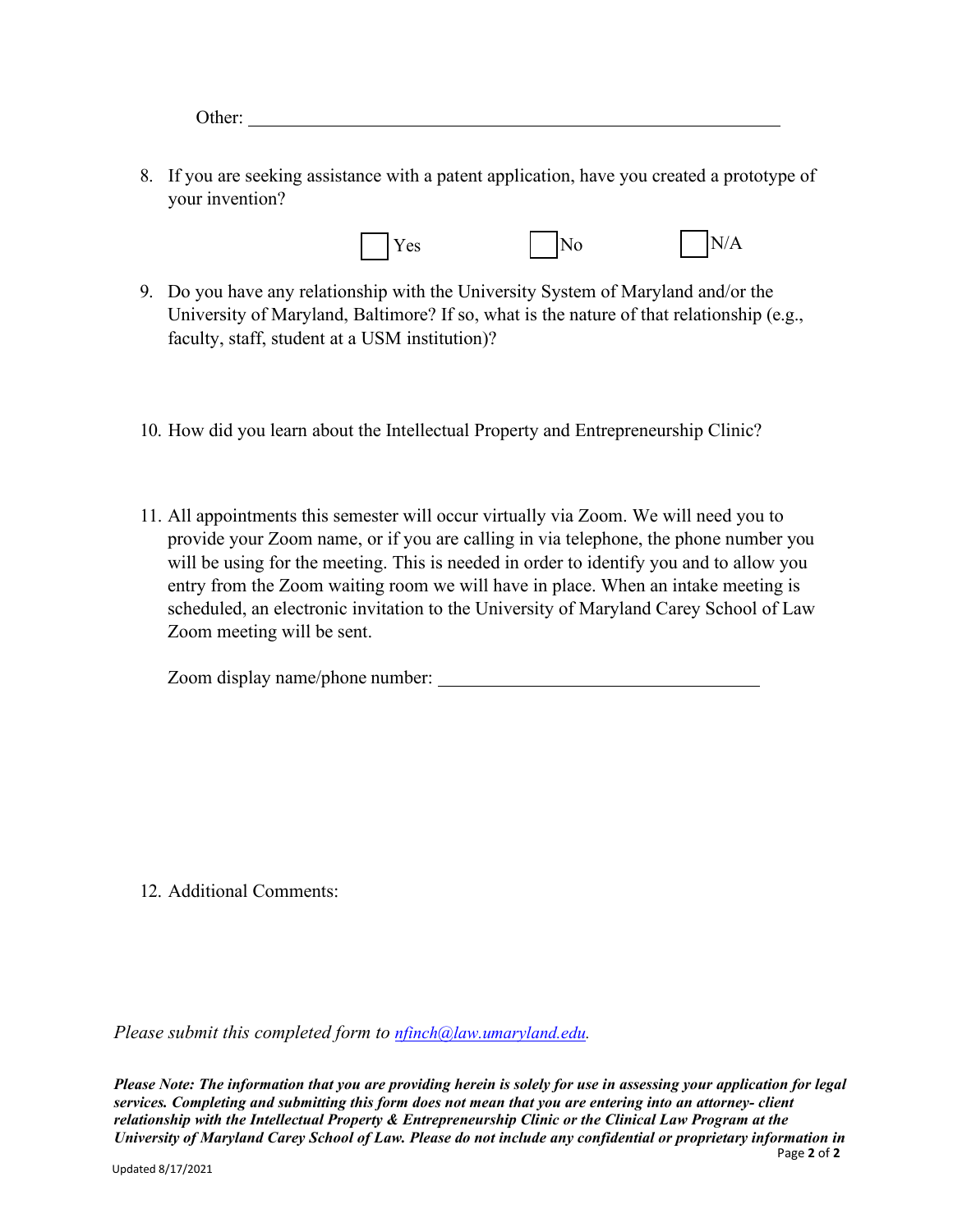Other: ______________________________________________

8. If you are seeking assistance with a patent application, have you created a prototype of your invention?

   ☐ Yes ☐ No ☐ N/A

9. Do you have any relationship with the University System of Maryland and/or the University of Maryland, Baltimore? If so, what is the nature of that relationship (e.g., faculty, staff, student at a USM institution)?

10. How did you learn about the Intellectual Property and Entrepreneurship Clinic?

11. All appointments this semester will occur virtually via Zoom. We will need you to provide your Zoom name, or if you are calling in via telephone, the phone number you will be using for the meeting. This is needed in order to identify you and to allow you entry from the Zoom waiting room we will have in place. When an intake meeting is scheduled, an electronic invitation to the University of Maryland Carey School of Law Zoom meeting will be sent.

    Zoom display name/phone number: ______________________________

12. Additional Comments:

*Please submit this completed form to [nfinch@law.umaryland.edu](mailto:nfinch@law.umaryland.edu).*

***Please Note: The information that you are providing herein is solely for use in assessing your application for legal services. Completing and submitting this form does not mean that you are entering into an attorney- client relationship with the Intellectual Property & Entrepreneurship Clinic or the Clinical Law Program at the University of Maryland Carey School of Law. Please do not include any confidential or proprietary information in***

Updated 8/17/2021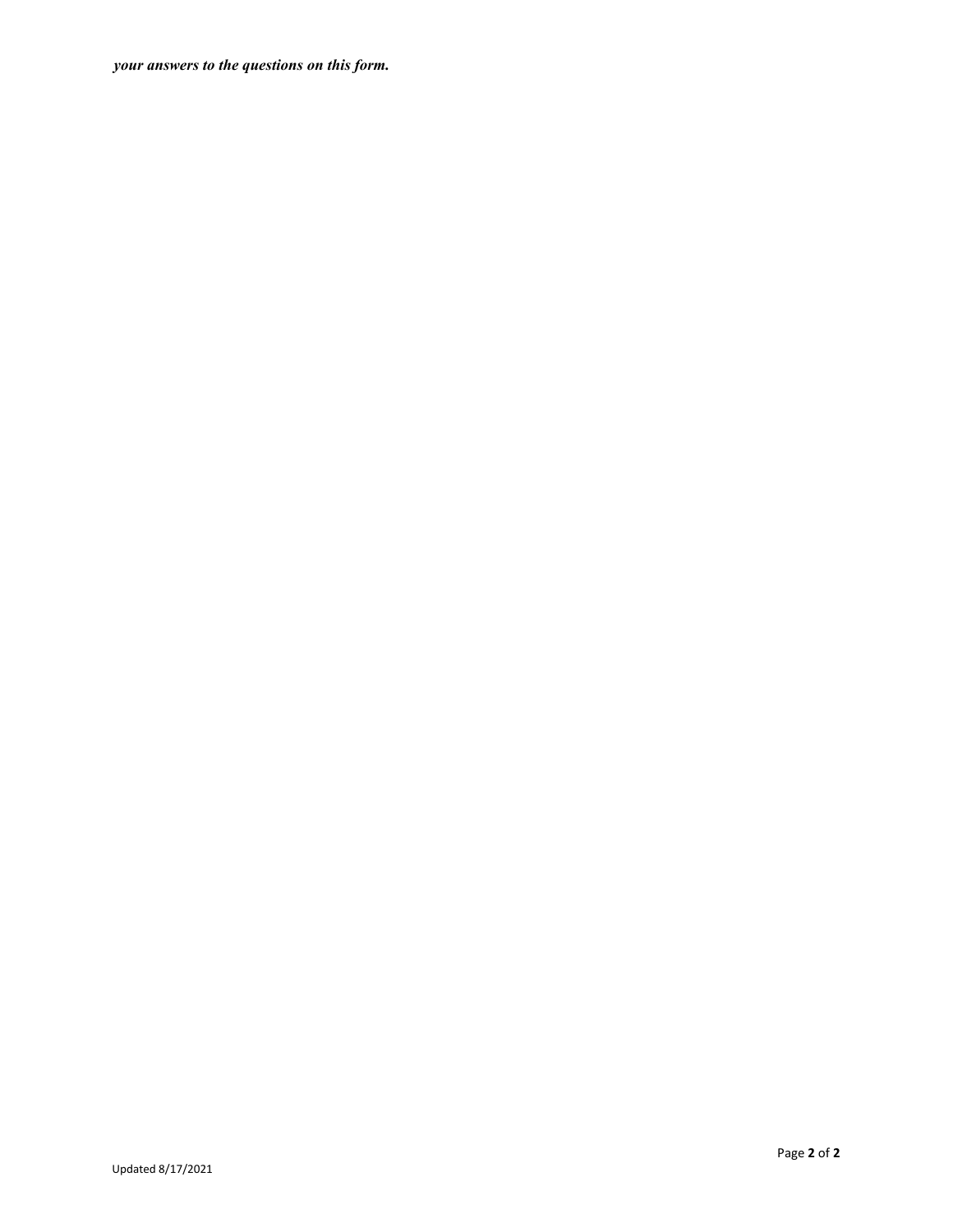***your answers to the questions on this form.***

Updated 8/17/2021